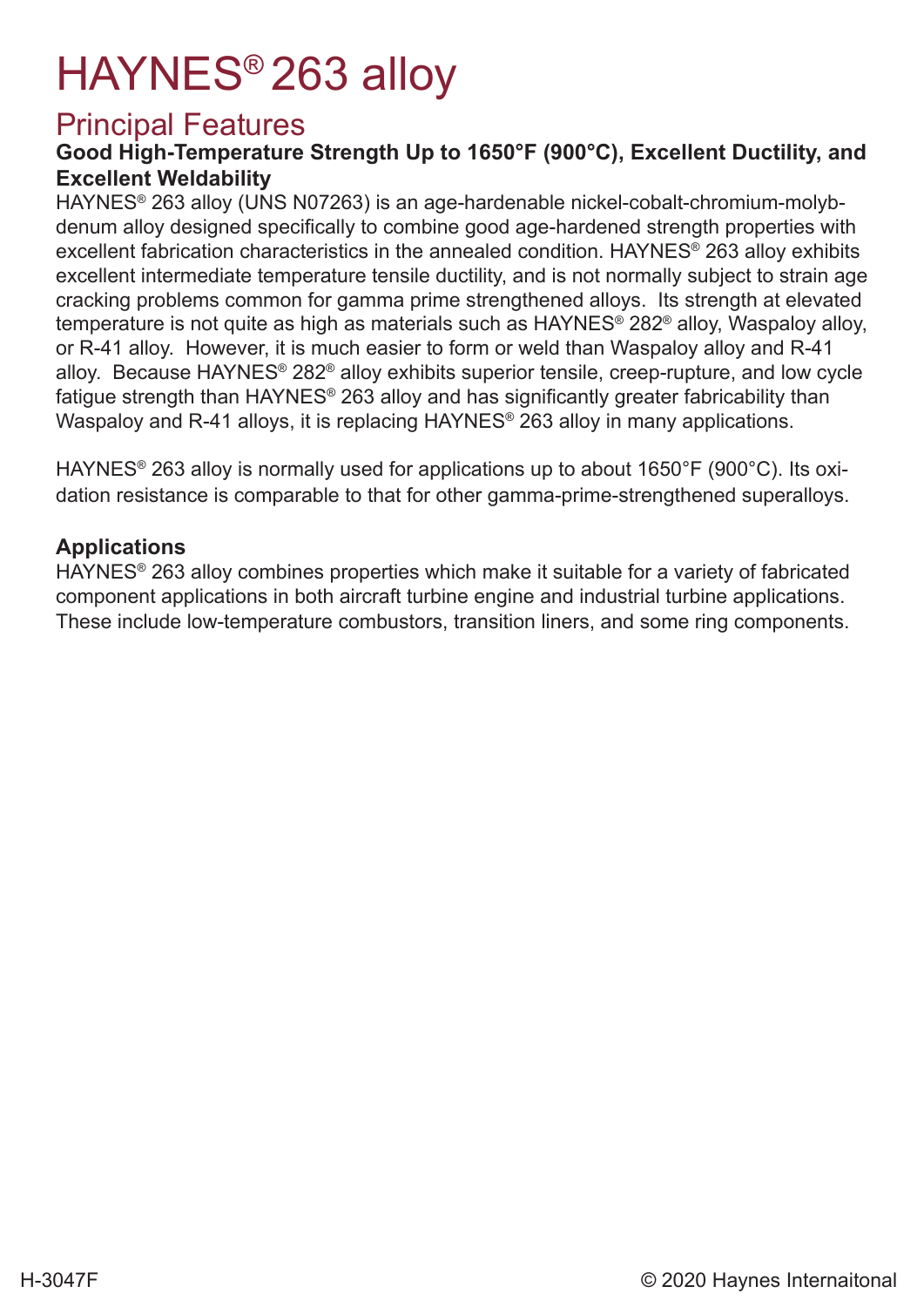# HAYNES® 263 alloy

## Principal Features

**Good High-Temperature Strength Up to 1650°F (900°C), Excellent Ductility, and Excellent Weldability**

HAYNES® 263 alloy (UNS N07263) is an age-hardenable nickel-cobalt-chromium-molybdenum alloy designed specifically to combine good age-hardened strength properties with excellent fabrication characteristics in the annealed condition. HAYNES® 263 alloy exhibits excellent intermediate temperature tensile ductility, and is not normally subject to strain age cracking problems common for gamma prime strengthened alloys. Its strength at elevated temperature is not quite as high as materials such as HAYNES® 282® alloy, Waspaloy alloy, or R-41 alloy. However, it is much easier to form or weld than Waspaloy alloy and R-41 alloy. Because HAYNES® 282® alloy exhibits superior tensile, creep-rupture, and low cycle fatigue strength than HAYNES® 263 alloy and has significantly greater fabricability than Waspaloy and R-41 alloys, it is replacing HAYNES® 263 alloy in many applications.

HAYNES® 263 alloy is normally used for applications up to about 1650°F (900°C). Its oxidation resistance is comparable to that for other gamma-prime-strengthened superalloys.

### Applications

HAYNES® 263 alloy combines properties which make it suitable for a variety of fabricated component applications in both aircraft turbine engine and industrial turbine applications. These include low-temperature combustors, transition liners, and some ring components.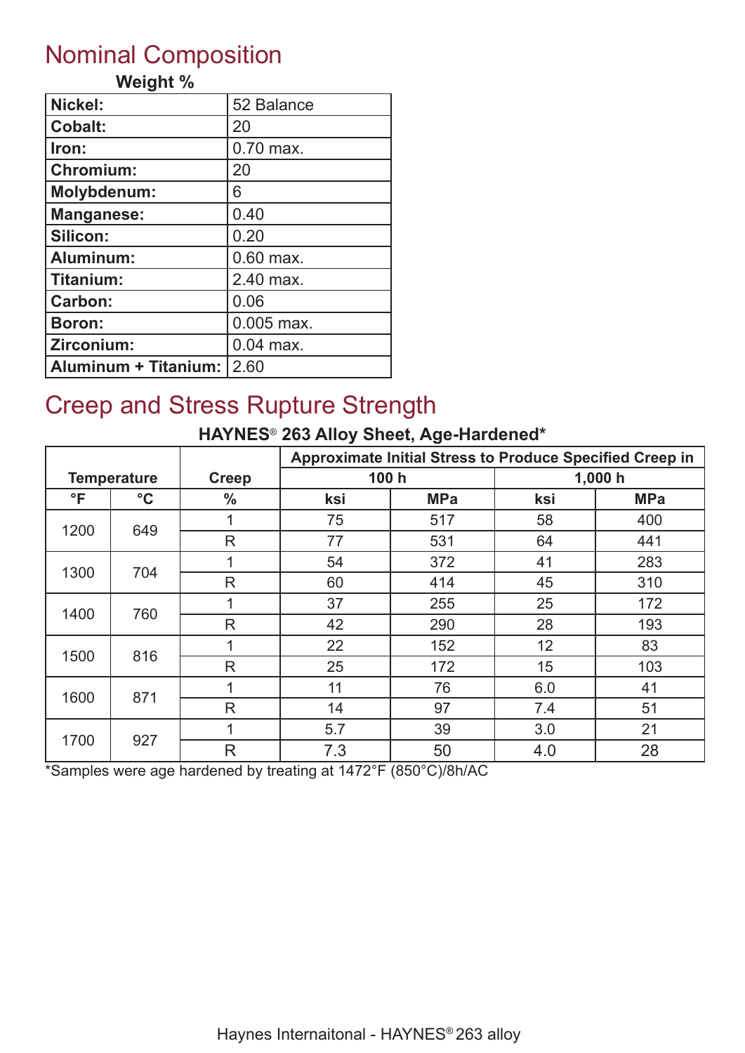## Nominal Composition

| Weight % | |
|---|---|
| **Nickel:** | 52 Balance |
| **Cobalt:** | 20 |
| **Iron:** | 0.70 max. |
| **Chromium:** | 20 |
| **Molybdenum:** | 6 |
| **Manganese:** | 0.40 |
| **Silicon:** | 0.20 |
| **Aluminum:** | 0.60 max. |
| **Titanium:** | 2.40 max. |
| **Carbon:** | 0.06 |
| **Boron:** | 0.005 max. |
| **Zirconium:** | 0.04 max. |
| **Aluminum + Titanium:** | 2.60 |

## Creep and Stress Rupture Strength

**HAYNES® 263 Alloy Sheet, Age-Hardened***

| Temperature | | Creep | Approximate Initial Stress to Produce Specified Creep in | | | |
|---|---|---|---|---|---|---|
| | | | 100 h | | 1,000 h | |
| °F | °C | % | ksi | MPa | ksi | MPa |
| 1200 | 649 | 1 | 75 | 517 | 58 | 400 |
| | | R | 77 | 531 | 64 | 441 |
| 1300 | 704 | 1 | 54 | 372 | 41 | 283 |
| | | R | 60 | 414 | 45 | 310 |
| 1400 | 760 | 1 | 37 | 255 | 25 | 172 |
| | | R | 42 | 290 | 28 | 193 |
| 1500 | 816 | 1 | 22 | 152 | 12 | 83 |
| | | R | 25 | 172 | 15 | 103 |
| 1600 | 871 | 1 | 11 | 76 | 6.0 | 41 |
| | | R | 14 | 97 | 7.4 | 51 |
| 1700 | 927 | 1 | 5.7 | 39 | 3.0 | 21 |
| | | R | 7.3 | 50 | 4.0 | 28 |

*Samples were age hardened by treating at 1472°F (850°C)/8h/AC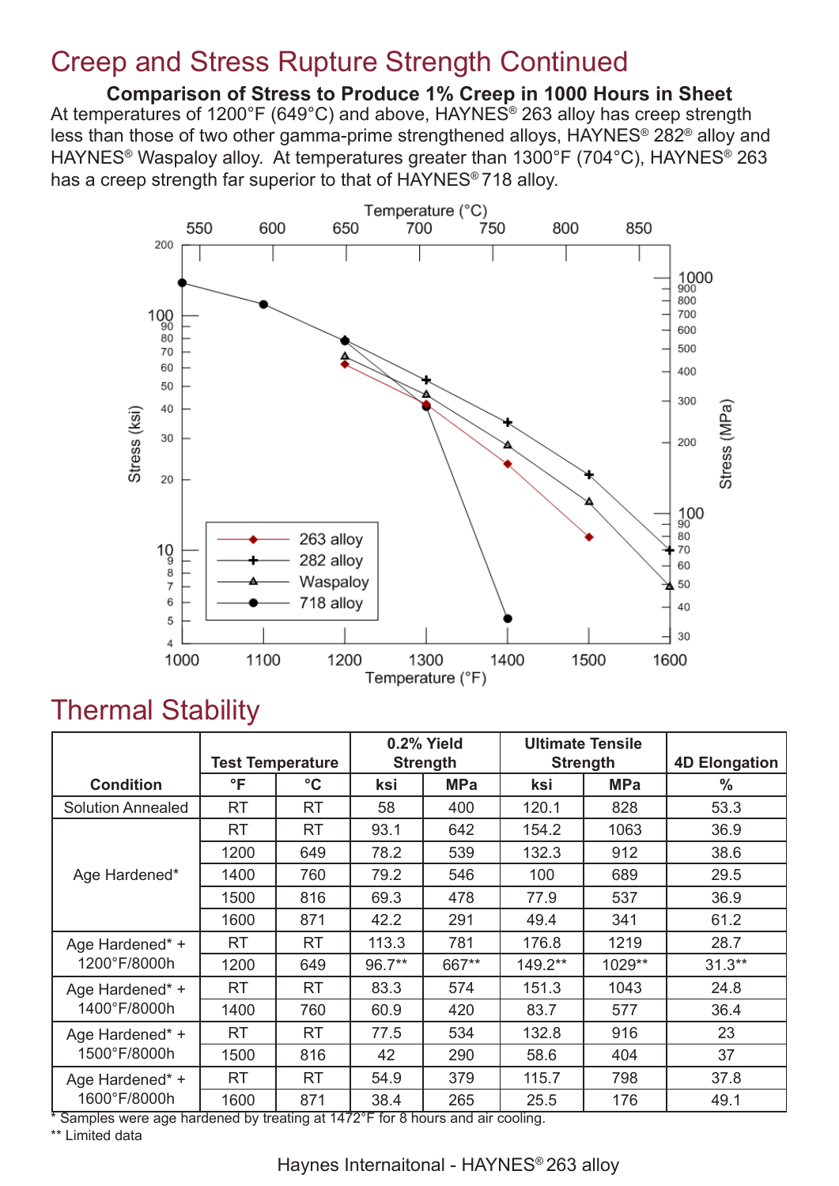# Creep and Stress Rupture Strength Continued

**Comparison of Stress to Produce 1% Creep in 1000 Hours in Sheet**

At temperatures of 1200°F (649°C) and above, HAYNES® 263 alloy has creep strength less than those of two other gamma-prime strengthened alloys, HAYNES® 282® alloy and HAYNES® Waspaloy alloy. At temperatures greater than 1300°F (704°C), HAYNES® 263 has a creep strength far superior to that of HAYNES® 718 alloy.

# Thermal Stability

| Condition | Test Temperature | | 0.2% Yield Strength | | Ultimate Tensile Strength | | 4D Elongation |
|---|---|---|---|---|---|---|---|
| | °F | °C | ksi | MPa | ksi | MPa | % |
| Solution Annealed | RT | RT | 58 | 400 | 120.1 | 828 | 53.3 |
| Age Hardened* | RT | RT | 93.1 | 642 | 154.2 | 1063 | 36.9 |
| | 1200 | 649 | 78.2 | 539 | 132.3 | 912 | 38.6 |
| | 1400 | 760 | 79.2 | 546 | 100 | 689 | 29.5 |
| | 1500 | 816 | 69.3 | 478 | 77.9 | 537 | 36.9 |
| | 1600 | 871 | 42.2 | 291 | 49.4 | 341 | 61.2 |
| Age Hardened* + 1200°F/8000h | RT | RT | 113.3 | 781 | 176.8 | 1219 | 28.7 |
| | 1200 | 649 | 96.7** | 667** | 149.2** | 1029** | 31.3** |
| Age Hardened* + 1400°F/8000h | RT | RT | 83.3 | 574 | 151.3 | 1043 | 24.8 |
| | 1400 | 760 | 60.9 | 420 | 83.7 | 577 | 36.4 |
| Age Hardened* + 1500°F/8000h | RT | RT | 77.5 | 534 | 132.8 | 916 | 23 |
| | 1500 | 816 | 42 | 290 | 58.6 | 404 | 37 |
| Age Hardened* + 1600°F/8000h | RT | RT | 54.9 | 379 | 115.7 | 798 | 37.8 |
| | 1600 | 871 | 38.4 | 265 | 25.5 | 176 | 49.1 |

* Samples were age hardened by treating at 1472°F for 8 hours and air cooling.

** Limited data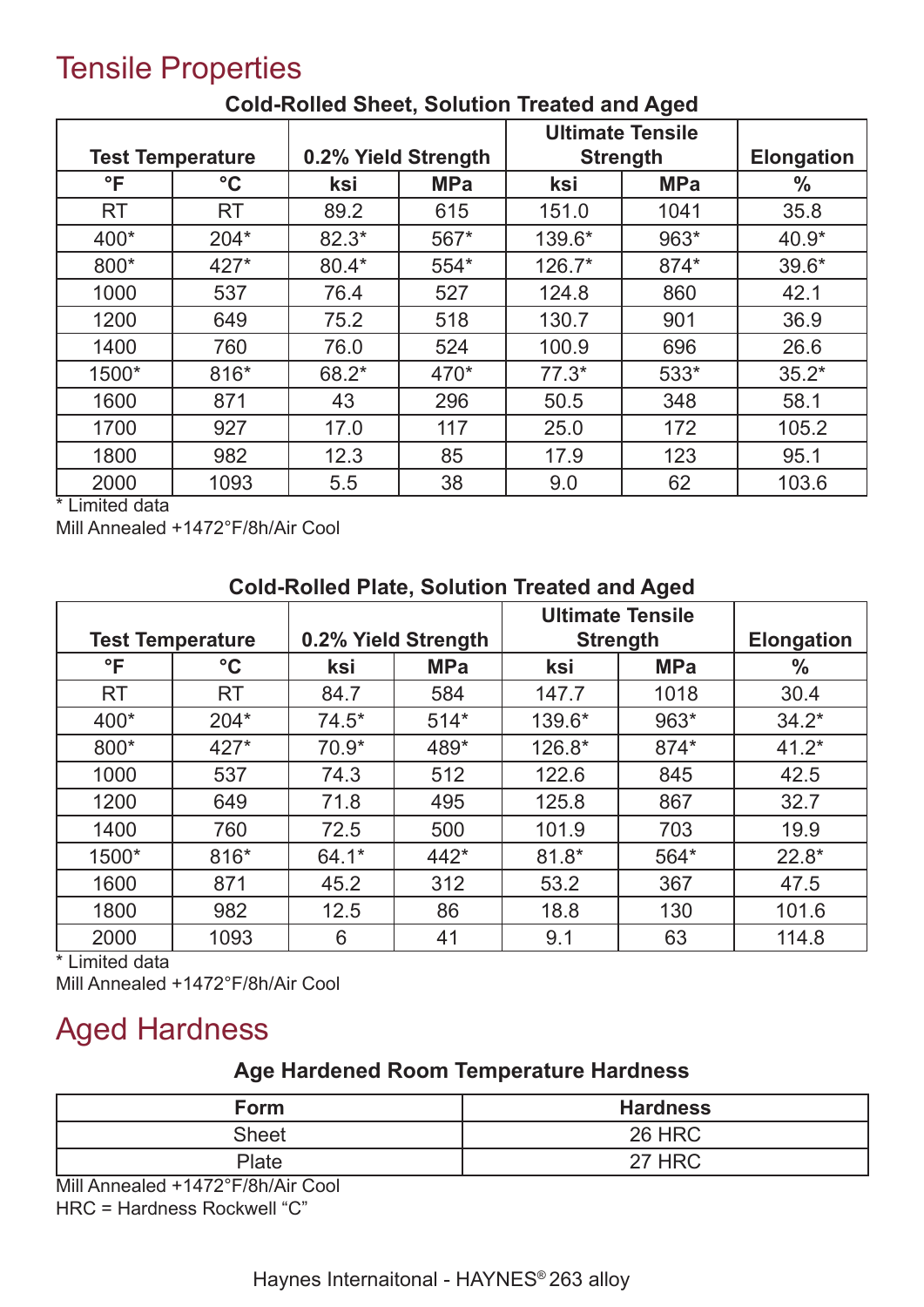# Tensile Properties

### Cold-Rolled Sheet, Solution Treated and Aged

| Test Temperature | | 0.2% Yield Strength | | Ultimate Tensile Strength | | Elongation |
|---|---|---|---|---|---|---|
| °F | °C | ksi | MPa | ksi | MPa | % |
| RT | RT | 89.2 | 615 | 151.0 | 1041 | 35.8 |
| 400* | 204* | 82.3* | 567* | 139.6* | 963* | 40.9* |
| 800* | 427* | 80.4* | 554* | 126.7* | 874* | 39.6* |
| 1000 | 537 | 76.4 | 527 | 124.8 | 860 | 42.1 |
| 1200 | 649 | 75.2 | 518 | 130.7 | 901 | 36.9 |
| 1400 | 760 | 76.0 | 524 | 100.9 | 696 | 26.6 |
| 1500* | 816* | 68.2* | 470* | 77.3* | 533* | 35.2* |
| 1600 | 871 | 43 | 296 | 50.5 | 348 | 58.1 |
| 1700 | 927 | 17.0 | 117 | 25.0 | 172 | 105.2 |
| 1800 | 982 | 12.3 | 85 | 17.9 | 123 | 95.1 |
| 2000 | 1093 | 5.5 | 38 | 9.0 | 62 | 103.6 |

\* Limited data
Mill Annealed +1472°F/8h/Air Cool

### Cold-Rolled Plate, Solution Treated and Aged

| Test Temperature | | 0.2% Yield Strength | | Ultimate Tensile Strength | | Elongation |
|---|---|---|---|---|---|---|
| °F | °C | ksi | MPa | ksi | MPa | % |
| RT | RT | 84.7 | 584 | 147.7 | 1018 | 30.4 |
| 400* | 204* | 74.5* | 514* | 139.6* | 963* | 34.2* |
| 800* | 427* | 70.9* | 489* | 126.8* | 874* | 41.2* |
| 1000 | 537 | 74.3 | 512 | 122.6 | 845 | 42.5 |
| 1200 | 649 | 71.8 | 495 | 125.8 | 867 | 32.7 |
| 1400 | 760 | 72.5 | 500 | 101.9 | 703 | 19.9 |
| 1500* | 816* | 64.1* | 442* | 81.8* | 564* | 22.8* |
| 1600 | 871 | 45.2 | 312 | 53.2 | 367 | 47.5 |
| 1800 | 982 | 12.5 | 86 | 18.8 | 130 | 101.6 |
| 2000 | 1093 | 6 | 41 | 9.1 | 63 | 114.8 |

\* Limited data
Mill Annealed +1472°F/8h/Air Cool

# Aged Hardness

### Age Hardened Room Temperature Hardness

| Form | Hardness |
|---|---|
| Sheet | 26 HRC |
| Plate | 27 HRC |

Mill Annealed +1472°F/8h/Air Cool
HRC = Hardness Rockwell "C"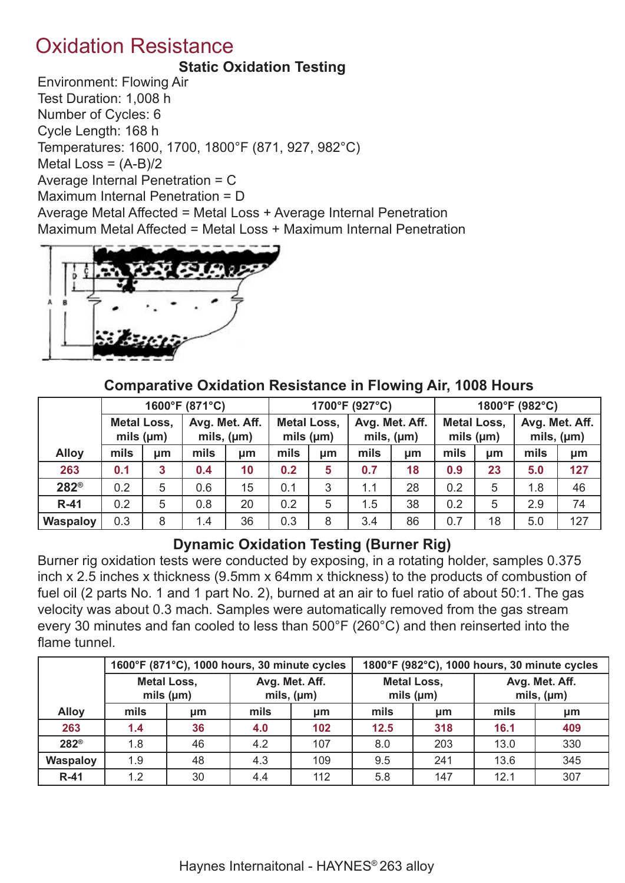# Oxidation Resistance

### Static Oxidation Testing

Environment: Flowing Air
Test Duration: 1,008 h
Number of Cycles: 6
Cycle Length: 168 h
Temperatures: 1600, 1700, 1800°F (871, 927, 982°C)
Metal Loss = (A-B)/2
Average Internal Penetration = C
Maximum Internal Penetration = D
Average Metal Affected = Metal Loss + Average Internal Penetration
Maximum Metal Affected = Metal Loss + Maximum Internal Penetration

### Comparative Oxidation Resistance in Flowing Air, 1008 Hours

| Alloy | 1600°F (871°C) | | | | 1700°F (927°C) | | | | 1800°F (982°C) | | | |
|---|---|---|---|---|---|---|---|---|---|---|---|---|
| | Metal Loss, mils (μm) | | Avg. Met. Aff. mils, (μm) | | Metal Loss, mils (μm) | | Avg. Met. Aff. mils, (μm) | | Metal Loss, mils (μm) | | Avg. Met. Aff. mils, (μm) | |
| | mils | μm | mils | μm | mils | μm | mils | μm | mils | μm | mils | μm |
| **263** | **0.1** | **3** | **0.4** | **10** | **0.2** | **5** | **0.7** | **18** | **0.9** | **23** | **5.0** | **127** |
| 282® | 0.2 | 5 | 0.6 | 15 | 0.1 | 3 | 1.1 | 28 | 0.2 | 5 | 1.8 | 46 |
| R-41 | 0.2 | 5 | 0.8 | 20 | 0.2 | 5 | 1.5 | 38 | 0.2 | 5 | 2.9 | 74 |
| Waspaloy | 0.3 | 8 | 1.4 | 36 | 0.3 | 8 | 3.4 | 86 | 0.7 | 18 | 5.0 | 127 |

### Dynamic Oxidation Testing (Burner Rig)

Burner rig oxidation tests were conducted by exposing, in a rotating holder, samples 0.375 inch x 2.5 inches x thickness (9.5mm x 64mm x thickness) to the products of combustion of fuel oil (2 parts No. 1 and 1 part No. 2), burned at an air to fuel ratio of about 50:1. The gas velocity was about 0.3 mach. Samples were automatically removed from the gas stream every 30 minutes and fan cooled to less than 500°F (260°C) and then reinserted into the flame tunnel.

| Alloy | 1600°F (871°C), 1000 hours, 30 minute cycles | | | | 1800°F (982°C), 1000 hours, 30 minute cycles | | | |
|---|---|---|---|---|---|---|---|---|
| | Metal Loss, mils (μm) | | Avg. Met. Aff. mils, (μm) | | Metal Loss, mils (μm) | | Avg. Met. Aff. mils, (μm) | |
| | mils | μm | mils | μm | mils | μm | mils | μm |
| **263** | **1.4** | **36** | **4.0** | **102** | **12.5** | **318** | **16.1** | **409** |
| 282® | 1.8 | 46 | 4.2 | 107 | 8.0 | 203 | 13.0 | 330 |
| Waspaloy | 1.9 | 48 | 4.3 | 109 | 9.5 | 241 | 13.6 | 345 |
| R-41 | 1.2 | 30 | 4.4 | 112 | 5.8 | 147 | 12.1 | 307 |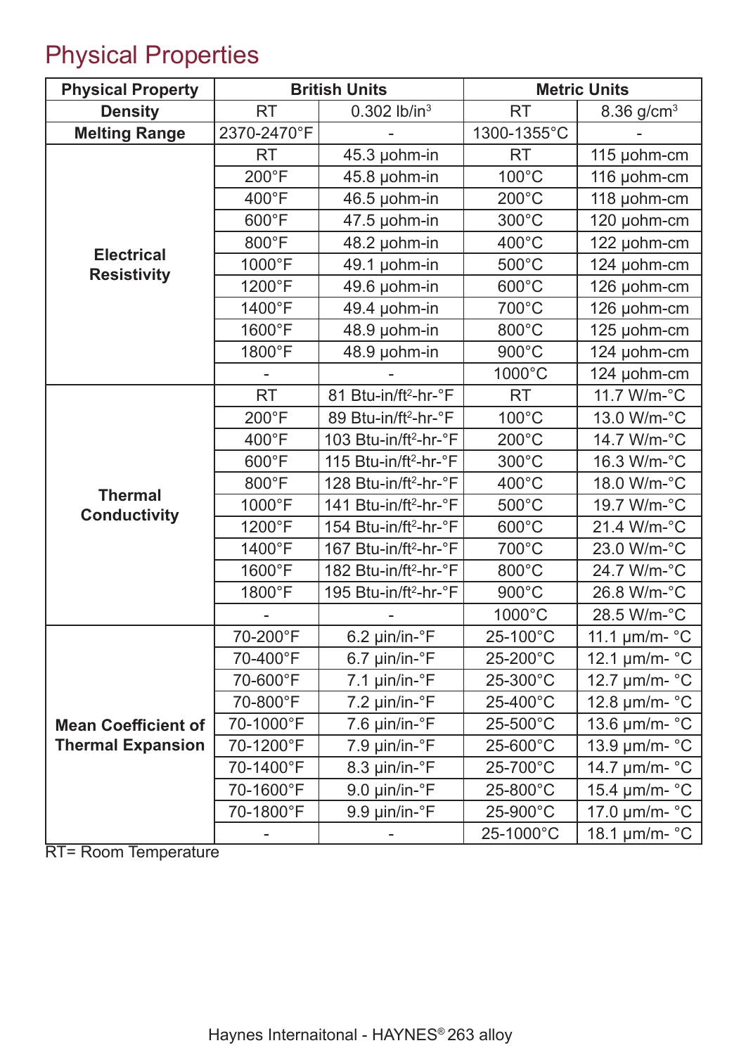# Physical Properties

| Physical Property | British Units | | Metric Units | |
|---|---|---|---|---|
| Density | RT | 0.302 lb/in³ | RT | 8.36 g/cm³ |
| Melting Range | 2370-2470°F | - | 1300-1355°C | - |
| Electrical Resistivity | RT | 45.3 µohm-in | RT | 115 µohm-cm |
| | 200°F | 45.8 µohm-in | 100°C | 116 µohm-cm |
| | 400°F | 46.5 µohm-in | 200°C | 118 µohm-cm |
| | 600°F | 47.5 µohm-in | 300°C | 120 µohm-cm |
| | 800°F | 48.2 µohm-in | 400°C | 122 µohm-cm |
| | 1000°F | 49.1 µohm-in | 500°C | 124 µohm-cm |
| | 1200°F | 49.6 µohm-in | 600°C | 126 µohm-cm |
| | 1400°F | 49.4 µohm-in | 700°C | 126 µohm-cm |
| | 1600°F | 48.9 µohm-in | 800°C | 125 µohm-cm |
| | 1800°F | 48.9 µohm-in | 900°C | 124 µohm-cm |
| | - | - | 1000°C | 124 µohm-cm |
| Thermal Conductivity | RT | 81 Btu-in/ft²-hr-°F | RT | 11.7 W/m-°C |
| | 200°F | 89 Btu-in/ft²-hr-°F | 100°C | 13.0 W/m-°C |
| | 400°F | 103 Btu-in/ft²-hr-°F | 200°C | 14.7 W/m-°C |
| | 600°F | 115 Btu-in/ft²-hr-°F | 300°C | 16.3 W/m-°C |
| | 800°F | 128 Btu-in/ft²-hr-°F | 400°C | 18.0 W/m-°C |
| | 1000°F | 141 Btu-in/ft²-hr-°F | 500°C | 19.7 W/m-°C |
| | 1200°F | 154 Btu-in/ft²-hr-°F | 600°C | 21.4 W/m-°C |
| | 1400°F | 167 Btu-in/ft²-hr-°F | 700°C | 23.0 W/m-°C |
| | 1600°F | 182 Btu-in/ft²-hr-°F | 800°C | 24.7 W/m-°C |
| | 1800°F | 195 Btu-in/ft²-hr-°F | 900°C | 26.8 W/m-°C |
| | - | - | 1000°C | 28.5 W/m-°C |
| Mean Coefficient of Thermal Expansion | 70-200°F | 6.2 µin/in-°F | 25-100°C | 11.1 µm/m- °C |
| | 70-400°F | 6.7 µin/in-°F | 25-200°C | 12.1 µm/m- °C |
| | 70-600°F | 7.1 µin/in-°F | 25-300°C | 12.7 µm/m- °C |
| | 70-800°F | 7.2 µin/in-°F | 25-400°C | 12.8 µm/m- °C |
| | 70-1000°F | 7.6 µin/in-°F | 25-500°C | 13.6 µm/m- °C |
| | 70-1200°F | 7.9 µin/in-°F | 25-600°C | 13.9 µm/m- °C |
| | 70-1400°F | 8.3 µin/in-°F | 25-700°C | 14.7 µm/m- °C |
| | 70-1600°F | 9.0 µin/in-°F | 25-800°C | 15.4 µm/m- °C |
| | 70-1800°F | 9.9 µin/in-°F | 25-900°C | 17.0 µm/m- °C |
| | - | - | 25-1000°C | 18.1 µm/m- °C |

RT= Room Temperature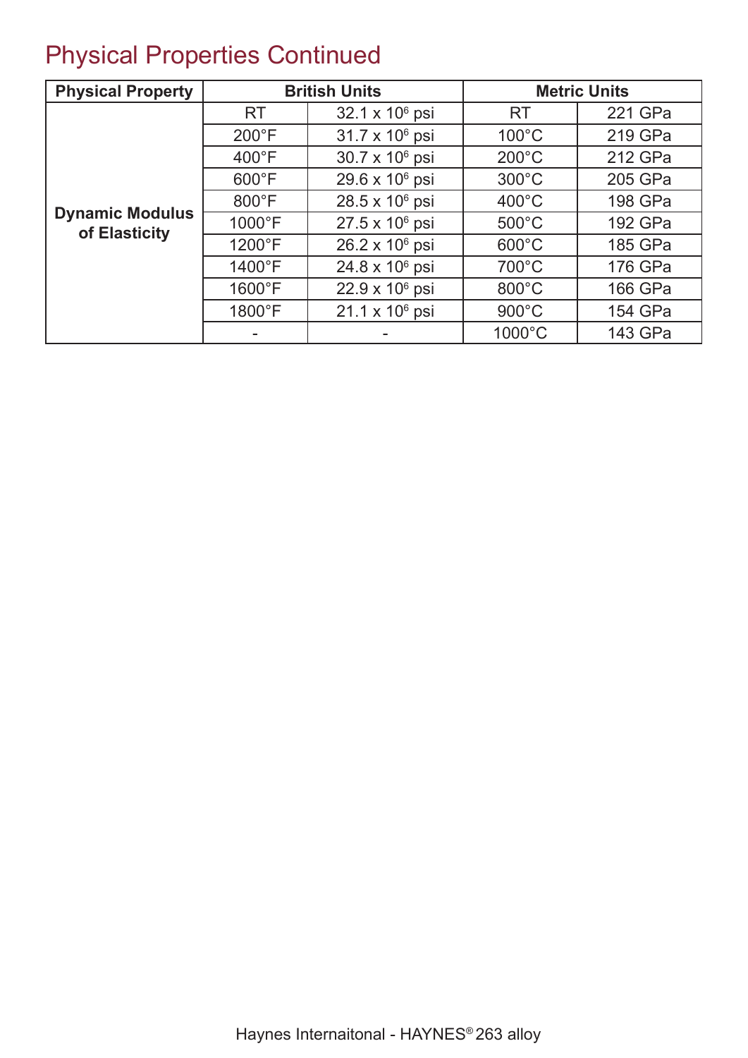# Physical Properties Continued

| Physical Property | British Units | | Metric Units | |
|---|---|---|---|---|
| Dynamic Modulus of Elasticity | RT | 32.1 x $10^6$ psi | RT | 221 GPa |
| | 200°F | 31.7 x $10^6$ psi | 100°C | 219 GPa |
| | 400°F | 30.7 x $10^6$ psi | 200°C | 212 GPa |
| | 600°F | 29.6 x $10^6$ psi | 300°C | 205 GPa |
| | 800°F | 28.5 x $10^6$ psi | 400°C | 198 GPa |
| | 1000°F | 27.5 x $10^6$ psi | 500°C | 192 GPa |
| | 1200°F | 26.2 x $10^6$ psi | 600°C | 185 GPa |
| | 1400°F | 24.8 x $10^6$ psi | 700°C | 176 GPa |
| | 1600°F | 22.9 x $10^6$ psi | 800°C | 166 GPa |
| | 1800°F | 21.1 x $10^6$ psi | 900°C | 154 GPa |
| | - | - | 1000°C | 143 GPa |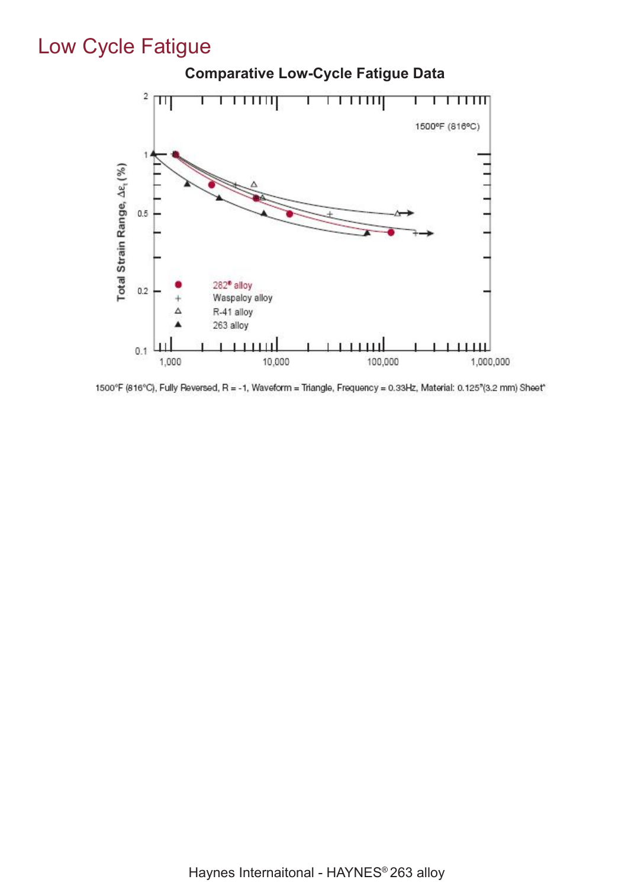# Low Cycle Fatigue

**Comparative Low-Cycle Fatigue Data**

1500°F (816°C), Fully Reversed, R = -1, Waveform = Triangle, Frequency = 0.33Hz, Material: 0.125"(3.2 mm) Sheet*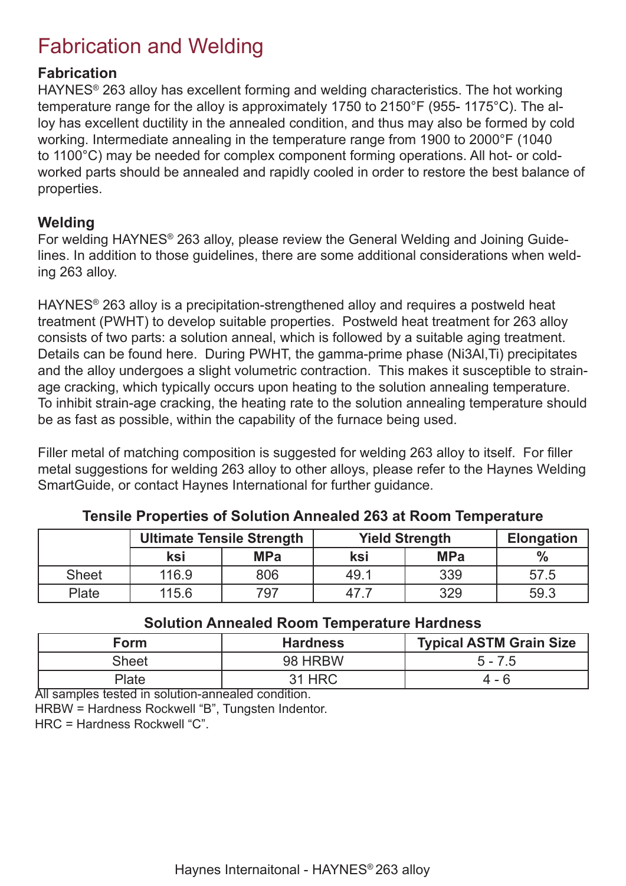# Fabrication and Welding

### Fabrication

HAYNES® 263 alloy has excellent forming and welding characteristics. The hot working temperature range for the alloy is approximately 1750 to 2150°F (955- 1175°C). The alloy has excellent ductility in the annealed condition, and thus may also be formed by cold working. Intermediate annealing in the temperature range from 1900 to 2000°F (1040 to 1100°C) may be needed for complex component forming operations. All hot- or cold-worked parts should be annealed and rapidly cooled in order to restore the best balance of properties.

### Welding

For welding HAYNES® 263 alloy, please review the General Welding and Joining Guidelines. In addition to those guidelines, there are some additional considerations when welding 263 alloy.

HAYNES® 263 alloy is a precipitation-strengthened alloy and requires a postweld heat treatment (PWHT) to develop suitable properties. Postweld heat treatment for 263 alloy consists of two parts: a solution anneal, which is followed by a suitable aging treatment. Details can be found here. During PWHT, the gamma-prime phase ($Ni_3Al,Ti$) precipitates and the alloy undergoes a slight volumetric contraction. This makes it susceptible to strain-age cracking, which typically occurs upon heating to the solution annealing temperature. To inhibit strain-age cracking, the heating rate to the solution annealing temperature should be as fast as possible, within the capability of the furnace being used.

Filler metal of matching composition is suggested for welding 263 alloy to itself. For filler metal suggestions for welding 263 alloy to other alloys, please refer to the Haynes Welding SmartGuide, or contact Haynes International for further guidance.

**Tensile Properties of Solution Annealed 263 at Room Temperature**

| | Ultimate Tensile Strength | | Yield Strength | | Elongation |
|---|---|---|---|---|---|
| | ksi | MPa | ksi | MPa | % |
| Sheet | 116.9 | 806 | 49.1 | 339 | 57.5 |
| Plate | 115.6 | 797 | 47.7 | 329 | 59.3 |

**Solution Annealed Room Temperature Hardness**

| Form | Hardness | Typical ASTM Grain Size |
|---|---|---|
| Sheet | 98 HRBW | 5 - 7.5 |
| Plate | 31 HRC | 4 - 6 |

All samples tested in solution-annealed condition.
HRBW = Hardness Rockwell "B", Tungsten Indentor.
HRC = Hardness Rockwell "C".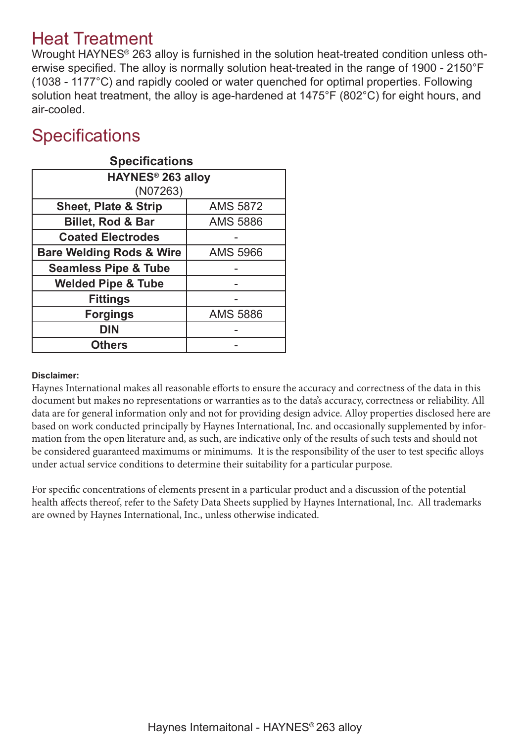## Heat Treatment

Wrought HAYNES® 263 alloy is furnished in the solution heat-treated condition unless otherwise specified. The alloy is normally solution heat-treated in the range of 1900 - 2150°F (1038 - 1177°C) and rapidly cooled or water quenched for optimal properties. Following solution heat treatment, the alloy is age-hardened at 1475°F (802°C) for eight hours, and air-cooled.

## Specifications

**Specifications**

| HAYNES® 263 alloy (N07263) | |
|---|---|
| **Sheet, Plate & Strip** | AMS 5872 |
| **Billet, Rod & Bar** | AMS 5886 |
| **Coated Electrodes** | - |
| **Bare Welding Rods & Wire** | AMS 5966 |
| **Seamless Pipe & Tube** | - |
| **Welded Pipe & Tube** | - |
| **Fittings** | - |
| **Forgings** | AMS 5886 |
| **DIN** | - |
| **Others** | - |

**Disclaimer:**

Haynes International makes all reasonable efforts to ensure the accuracy and correctness of the data in this document but makes no representations or warranties as to the data's accuracy, correctness or reliability. All data are for general information only and not for providing design advice. Alloy properties disclosed here are based on work conducted principally by Haynes International, Inc. and occasionally supplemented by information from the open literature and, as such, are indicative only of the results of such tests and should not be considered guaranteed maximums or minimums. It is the responsibility of the user to test specific alloys under actual service conditions to determine their suitability for a particular purpose.

For specific concentrations of elements present in a particular product and a discussion of the potential health affects thereof, refer to the Safety Data Sheets supplied by Haynes International, Inc. All trademarks are owned by Haynes International, Inc., unless otherwise indicated.